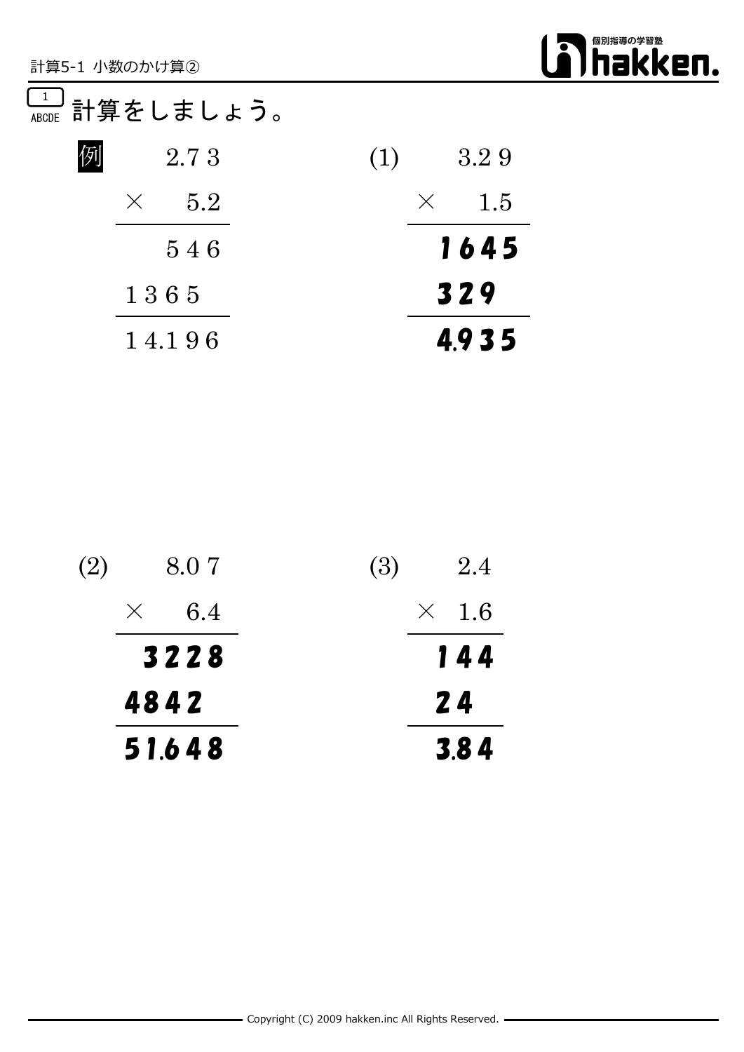計算5-1 小数のかけ算②

1 ABCDE 計算をしましょう。

**例**

```
     2.7 3
×      5.2
----------
     5 4 6
 1 3 6 5
----------
 1 4.1 9 6
```

**(1)**

```
     3.2 9
×      1.5
----------
  1 6 4 5
  3 2 9
----------
  4.9 3 5
```

**(2)**

```
     8.0 7
×      6.4
----------
   3 2 2 8
 4 8 4 2
----------
 5 1.6 4 8
```

**(3)**

```
     2.4
×    1.6
--------
   1 4 4
   2 4
--------
   3.8 4
```

Copyright (C) 2009 hakken.inc All Rights Reserved.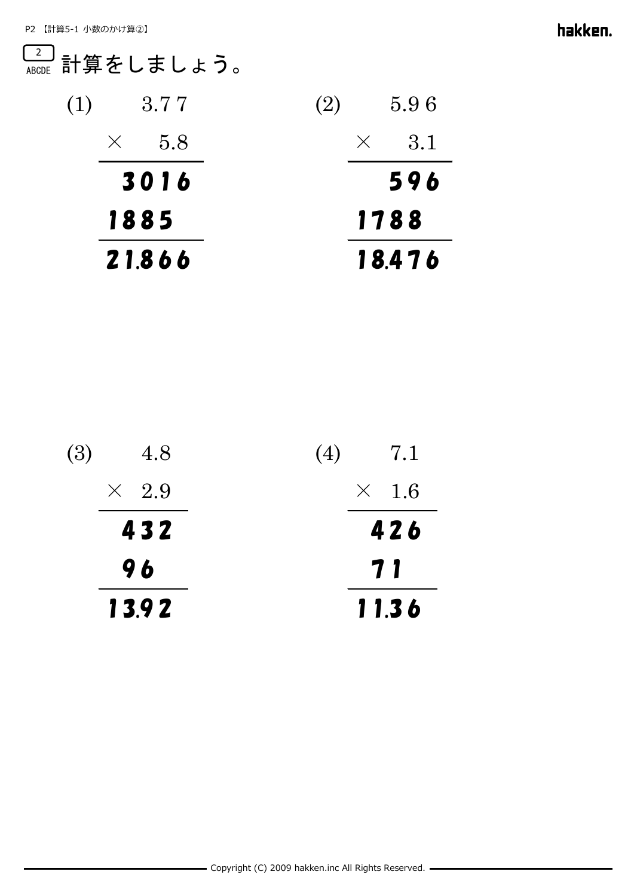2 ABCDE 計算をしましょう。

(1)

$$
\begin{array}{r}
3.77 \\
\times \quad 5.8 \\
\hline
3016 \\
1885\phantom{0} \\
\hline
21.866
\end{array}
$$

(2)

$$
\begin{array}{r}
5.96 \\
\times \quad 3.1 \\
\hline
596 \\
1788\phantom{0} \\
\hline
18.476
\end{array}
$$

(3)

$$
\begin{array}{r}
4.8 \\
\times \; 2.9 \\
\hline
432 \\
96\phantom{0} \\
\hline
13.92
\end{array}
$$

(4)

$$
\begin{array}{r}
7.1 \\
\times \; 1.6 \\
\hline
426 \\
71\phantom{0} \\
\hline
11.36
\end{array}
$$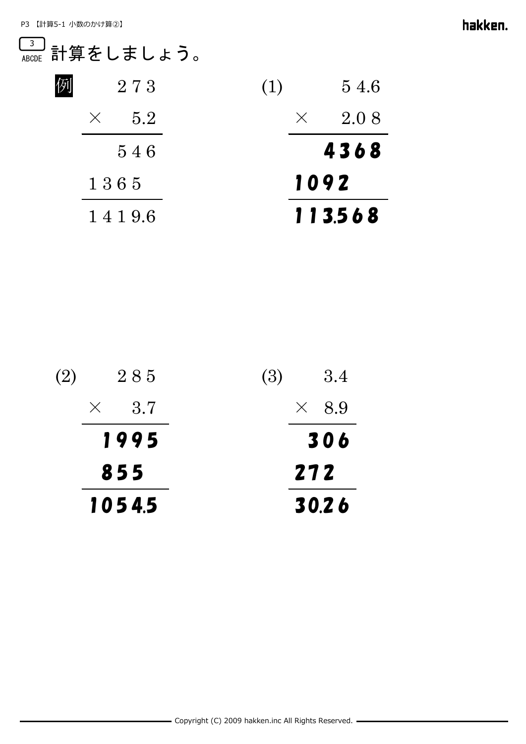3 ABCDE 計算をしましょう。

例

$$
\begin{array}{r}
273 \\
\times \quad 5.2 \\
\hline
546 \\
1365\phantom{0} \\
\hline
1419.6
\end{array}
$$

(1)

$$
\begin{array}{r}
54.6 \\
\times \quad 2.08 \\
\hline
4368 \\
1092\phantom{00} \\
\hline
113.568
\end{array}
$$

(2)

$$
\begin{array}{r}
285 \\
\times \quad 3.7 \\
\hline
1995 \\
855\phantom{0} \\
\hline
1054.5
\end{array}
$$

(3)

$$
\begin{array}{r}
3.4 \\
\times \quad 8.9 \\
\hline
306 \\
272\phantom{0} \\
\hline
30.26
\end{array}
$$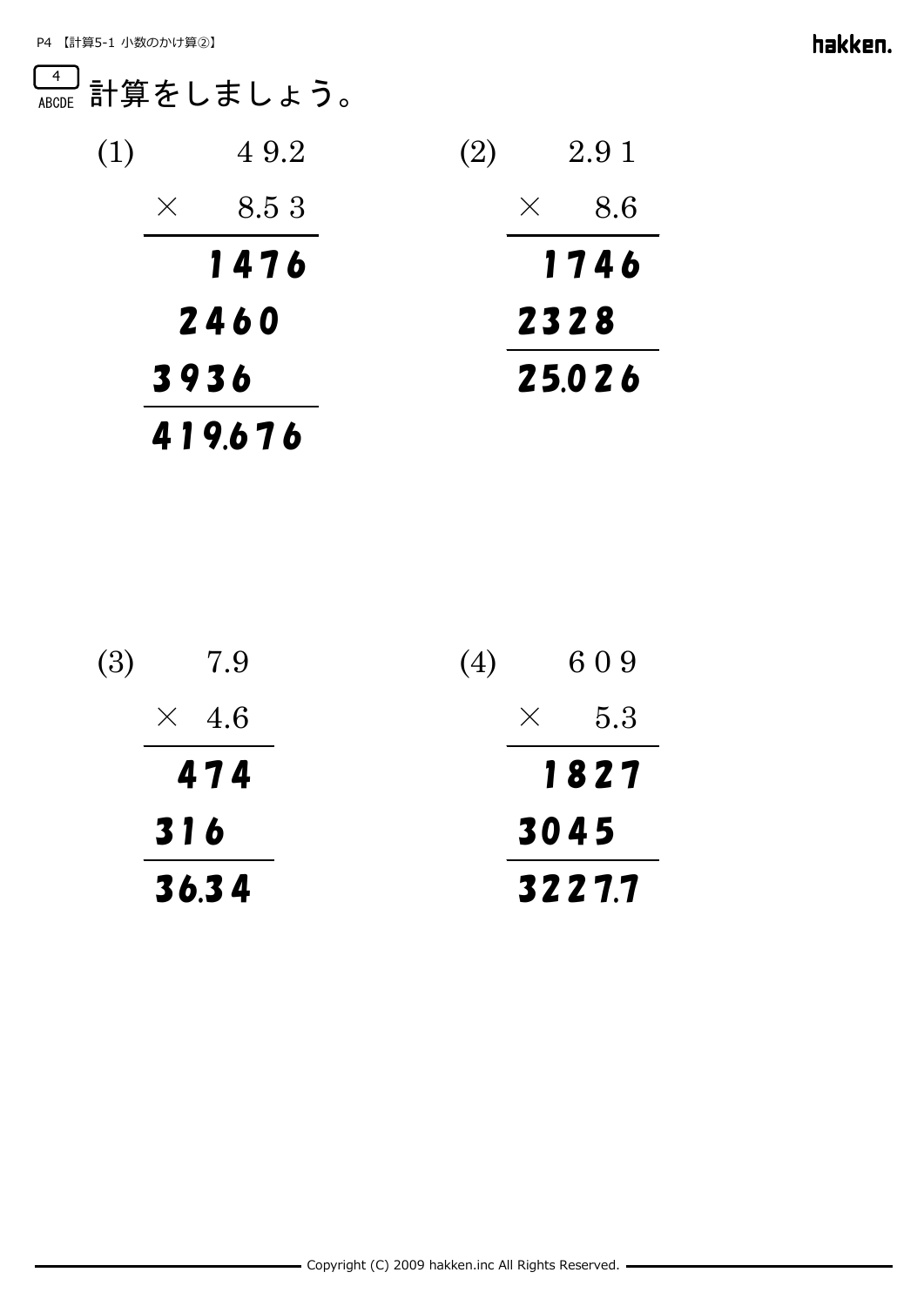4 計算をしましょう。

(1)

$$
\begin{array}{r}
49.2 \\
\times \quad 8.53 \\
\hline
1476 \\
2460\phantom{0} \\
3936\phantom{00} \\
\hline
419.676
\end{array}
$$

(2)

$$
\begin{array}{r}
2.91 \\
\times \quad 8.6 \\
\hline
1746 \\
2328\phantom{0} \\
\hline
25.026
\end{array}
$$

(3)

$$
\begin{array}{r}
7.9 \\
\times \quad 4.6 \\
\hline
474 \\
316\phantom{0} \\
\hline
36.34
\end{array}
$$

(4)

$$
\begin{array}{r}
609 \\
\times \quad 5.3 \\
\hline
1827 \\
3045\phantom{0} \\
\hline
3227.7
\end{array}
$$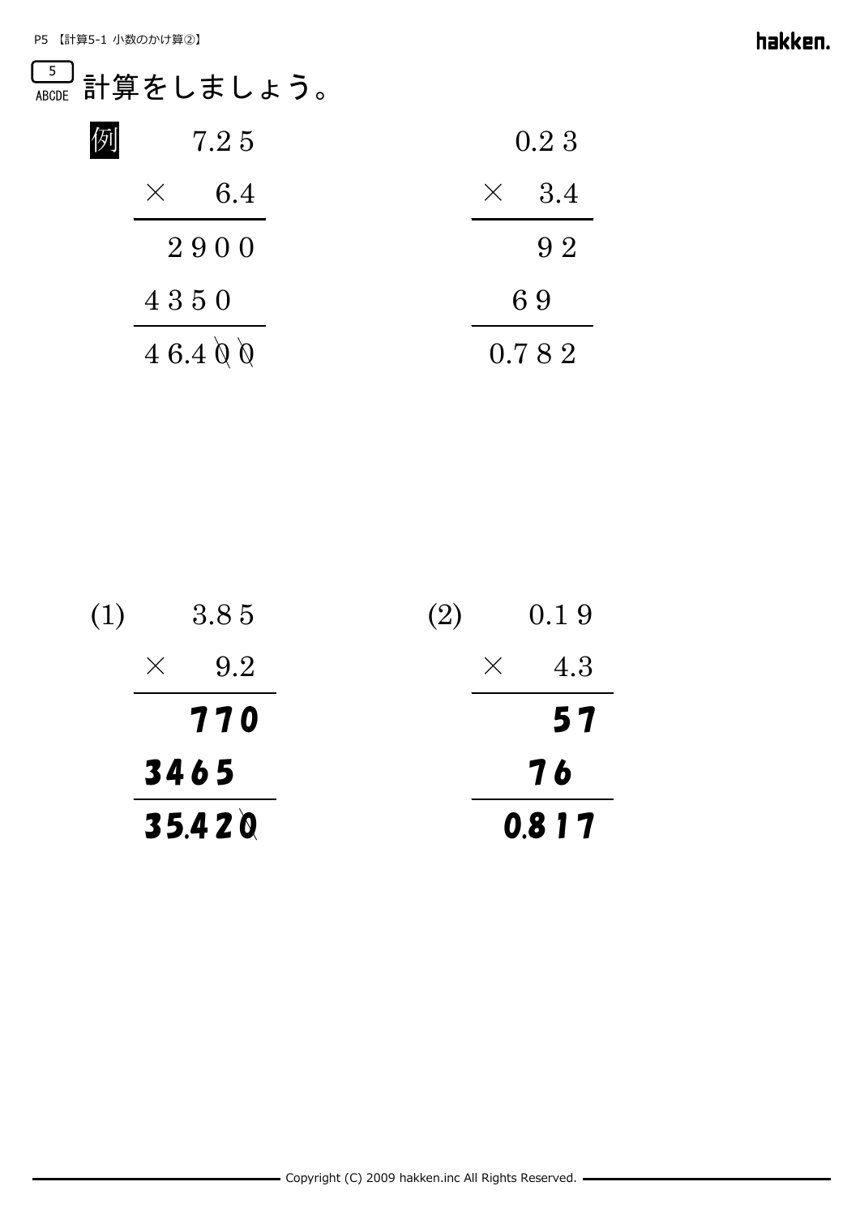5 計算をしましょう。

例

```
     7.2 5
 ×     6.4
 ─────────
   2 9 0 0
 4 3 5 0
 ─────────
 4 6.4 0 0
```

（0 0 に斜線）

```
     0.2 3
 ×     3.4
 ─────────
       9 2
     6 9
 ─────────
   0.7 8 2
```

(1)

```
     3.8 5
 ×     9.2
 ─────────
     7 7 0
 3 4 6 5
 ─────────
 3 5.4 2 0
```

（最後の 0 に斜線）

(2)

```
     0.1 9
 ×     4.3
 ─────────
       5 7
     7 6
 ─────────
   0.8 1 7
```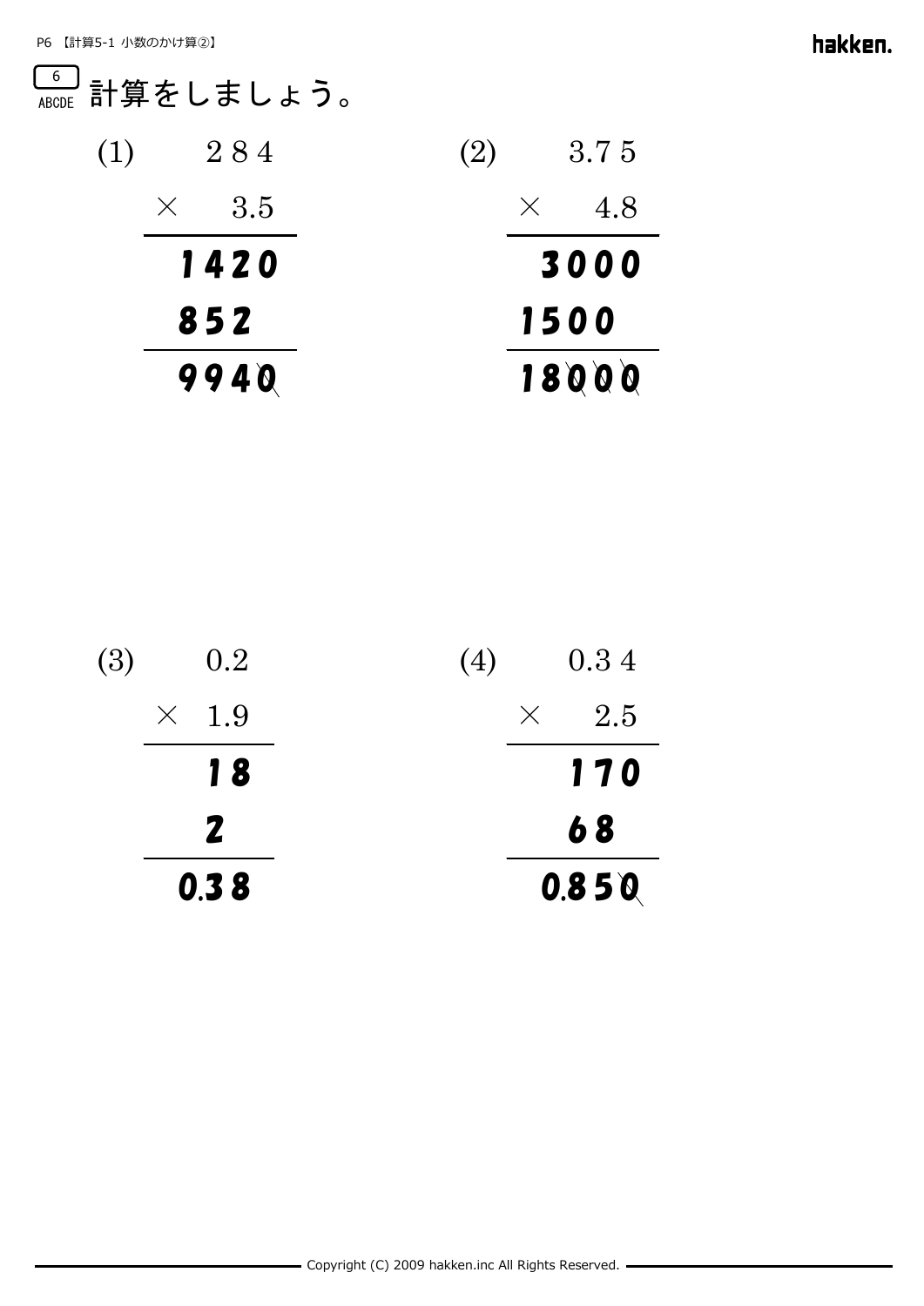6 計算をしましょう。

(1)
$$
\begin{array}{r}
284 \\
\times \quad 3.5 \\
\hline
1420 \\
852\phantom{0} \\
\hline
994.0
\end{array}
$$

(2)
$$
\begin{array}{r}
3.75 \\
\times \quad 4.8 \\
\hline
3000 \\
1500\phantom{0} \\
\hline
18.000
\end{array}
$$

(3)
$$
\begin{array}{r}
0.2 \\
\times \quad 1.9 \\
\hline
18 \\
2\phantom{0} \\
\hline
0.38
\end{array}
$$

(4)
$$
\begin{array}{r}
0.34 \\
\times \quad 2.5 \\
\hline
170 \\
68\phantom{0} \\
\hline
0.850
\end{array}
$$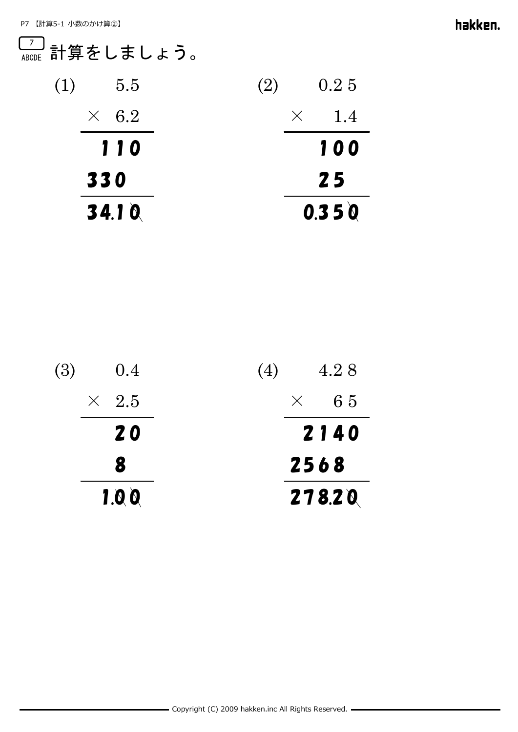7 ABCDE 計算をしましょう。

(1)

```
     5.5
 ×   6.2
 -------
     110
    330
 -------
    34.10
```

(2)

```
     0.25
 ×    1.4
 --------
      100
      25
 --------
     0.350
```

(3)

```
     0.4
 ×   2.5
 -------
      20
      8
 -------
     1.00
```

(4)

```
     4.28
 ×     65
 --------
     2140
    2568
 --------
   278.20
```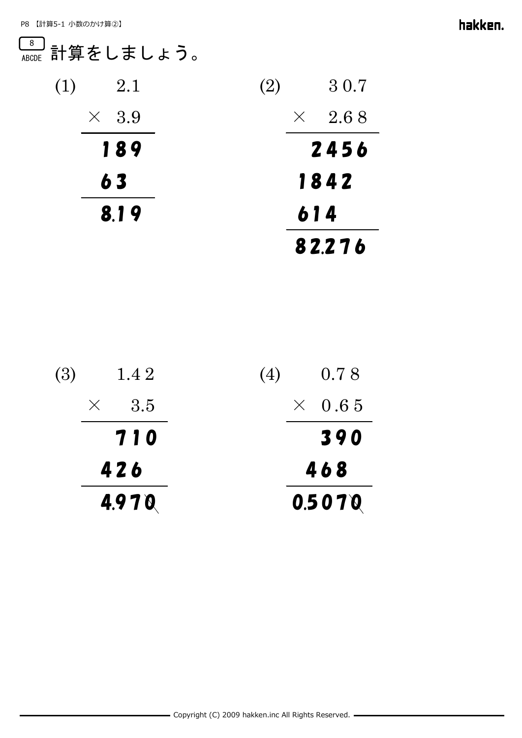8 ABCDE 計算をしましょう。

(1)

```
      2.1
  ×   3.9
  -------
      189
     63
  -------
     8.19
```

(2)

```
      30.7
  ×   2.68
  --------
      2456
    1842
    614
  --------
    82.276
```

(3)

```
      1.42
  ×    3.5
  --------
       710
     426
  --------
     4.970
```

(4)

```
      0.78
  ×   0.65
  --------
       390
     468
  --------
    0.5070
```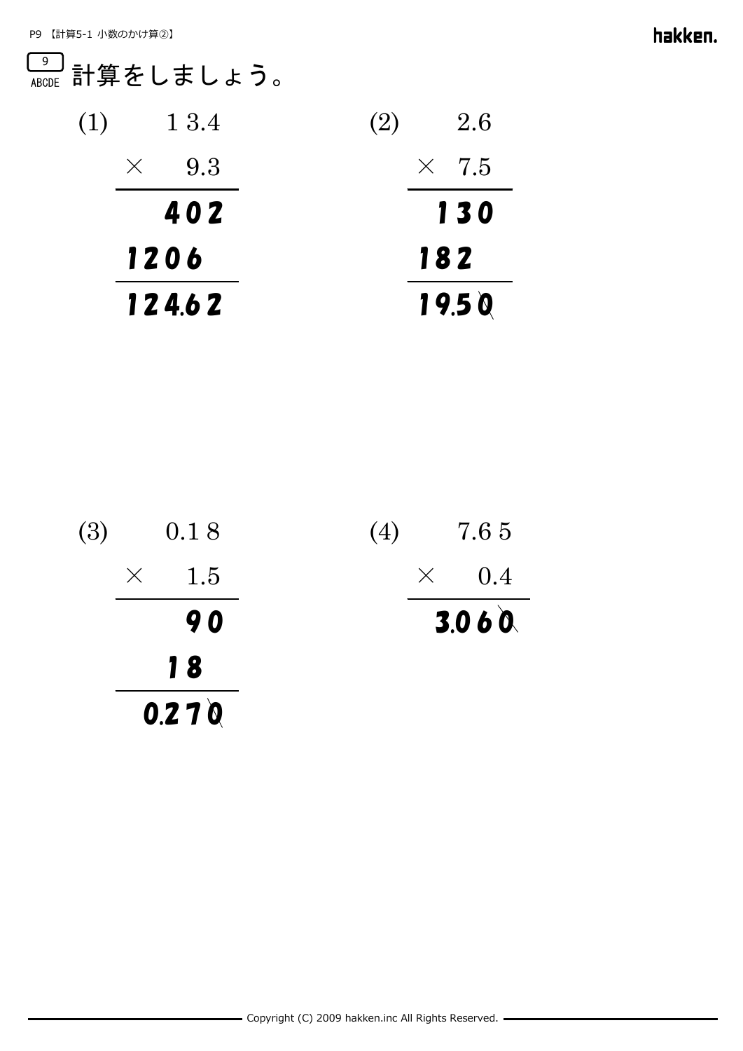9 ABCDE 計算をしましょう。

(1)

$$
\begin{array}{r}
13.4 \\
\times \quad 9.3 \\
\hline
402 \\
1206\phantom{0} \\
\hline
124.62
\end{array}
$$

(2)

$$
\begin{array}{r}
2.6 \\
\times \quad 7.5 \\
\hline
130 \\
182\phantom{0} \\
\hline
19.50
\end{array}
$$

(3)

$$
\begin{array}{r}
0.18 \\
\times \quad 1.5 \\
\hline
90 \\
18\phantom{0} \\
\hline
0.270
\end{array}
$$

(4)

$$
\begin{array}{r}
7.65 \\
\times \quad 0.4 \\
\hline
3.060
\end{array}
$$